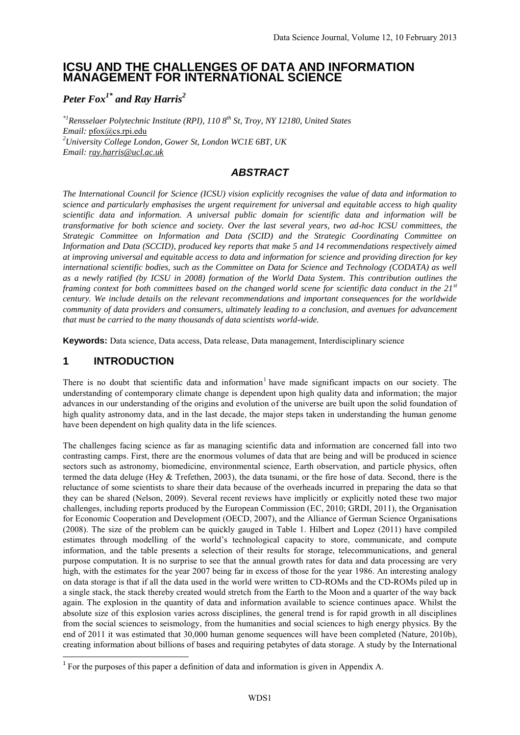# ICSU AND THE CHALLENGES OF DATA AND INFORMATION MANAGEMENT FOR INTERNATIONAL SCIENCE

***Peter Fox[1*] and Ray Harris[2]***

*[*1]Rensselaer Polytechnic Institute (RPI), 110 8th St, Troy, NY 12180, United States*
*Email:* pfox@cs.rpi.edu
*[2]University College London, Gower St, London WC1E 6BT, UK*
*Email:* ray.harris@ucl.ac.uk

## *ABSTRACT*

*The International Council for Science (ICSU) vision explicitly recognises the value of data and information to science and particularly emphasises the urgent requirement for universal and equitable access to high quality scientific data and information. A universal public domain for scientific data and information will be transformative for both science and society. Over the last several years, two ad-hoc ICSU committees, the Strategic Committee on Information and Data (SCID) and the Strategic Coordinating Committee on Information and Data (SCCID), produced key reports that make 5 and 14 recommendations respectively aimed at improving universal and equitable access to data and information for science and providing direction for key international scientific bodies, such as the Committee on Data for Science and Technology (CODATA) as well as a newly ratified (by ICSU in 2008) formation of the World Data System. This contribution outlines the framing context for both committees based on the changed world scene for scientific data conduct in the 21st century. We include details on the relevant recommendations and important consequences for the worldwide community of data providers and consumers, ultimately leading to a conclusion, and avenues for advancement that must be carried to the many thousands of data scientists world-wide.*

**Keywords:** Data science, Data access, Data release, Data management, Interdisciplinary science

## 1 INTRODUCTION

There is no doubt that scientific data and information[1] have made significant impacts on our society. The understanding of contemporary climate change is dependent upon high quality data and information; the major advances in our understanding of the origins and evolution of the universe are built upon the solid foundation of high quality astronomy data, and in the last decade, the major steps taken in understanding the human genome have been dependent on high quality data in the life sciences.

The challenges facing science as far as managing scientific data and information are concerned fall into two contrasting camps. First, there are the enormous volumes of data that are being and will be produced in science sectors such as astronomy, biomedicine, environmental science, Earth observation, and particle physics, often termed the data deluge (Hey & Trefethen, 2003), the data tsunami, or the fire hose of data. Second, there is the reluctance of some scientists to share their data because of the overheads incurred in preparing the data so that they can be shared (Nelson, 2009). Several recent reviews have implicitly or explicitly noted these two major challenges, including reports produced by the European Commission (EC, 2010; GRDI, 2011), the Organisation for Economic Cooperation and Development (OECD, 2007), and the Alliance of German Science Organisations (2008). The size of the problem can be quickly gauged in Table 1. Hilbert and Lopez (2011) have compiled estimates through modelling of the world's technological capacity to store, communicate, and compute information, and the table presents a selection of their results for storage, telecommunications, and general purpose computation. It is no surprise to see that the annual growth rates for data and data processing are very high, with the estimates for the year 2007 being far in excess of those for the year 1986. An interesting analogy on data storage is that if all the data used in the world were written to CD-ROMs and the CD-ROMs piled up in a single stack, the stack thereby created would stretch from the Earth to the Moon and a quarter of the way back again. The explosion in the quantity of data and information available to science continues apace. Whilst the absolute size of this explosion varies across disciplines, the general trend is for rapid growth in all disciplines from the social sciences to seismology, from the humanities and social sciences to high energy physics. By the end of 2011 it was estimated that 30,000 human genome sequences will have been completed (Nature, 2010b), creating information about billions of bases and requiring petabytes of data storage. A study by the International

[1] For the purposes of this paper a definition of data and information is given in Appendix A.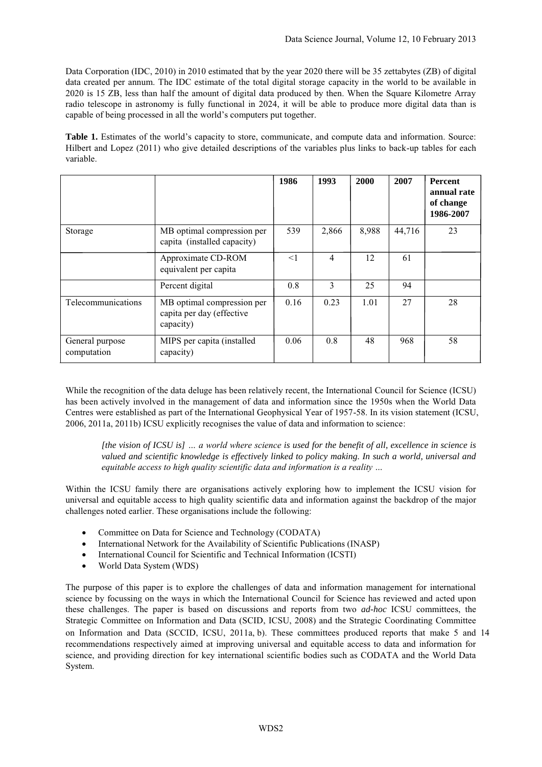Data Corporation (IDC, 2010) in 2010 estimated that by the year 2020 there will be 35 zettabytes (ZB) of digital data created per annum. The IDC estimate of the total digital storage capacity in the world to be available in 2020 is 15 ZB, less than half the amount of digital data produced by then. When the Square Kilometre Array radio telescope in astronomy is fully functional in 2024, it will be able to produce more digital data than is capable of being processed in all the world's computers put together.

**Table 1.** Estimates of the world's capacity to store, communicate, and compute data and information. Source: Hilbert and Lopez (2011) who give detailed descriptions of the variables plus links to back-up tables for each variable.

| | | **1986** | **1993** | **2000** | **2007** | **Percent annual rate of change 1986-2007** |
|---|---|---|---|---|---|---|
| Storage | MB optimal compression per capita (installed capacity) | 539 | 2,866 | 8,988 | 44,716 | 23 |
| | Approximate CD-ROM equivalent per capita | <1 | 4 | 12 | 61 | |
| | Percent digital | 0.8 | 3 | 25 | 94 | |
| Telecommunications | MB optimal compression per capita per day (effective capacity) | 0.16 | 0.23 | 1.01 | 27 | 28 |
| General purpose computation | MIPS per capita (installed capacity) | 0.06 | 0.8 | 48 | 968 | 58 |

While the recognition of the data deluge has been relatively recent, the International Council for Science (ICSU) has been actively involved in the management of data and information since the 1950s when the World Data Centres were established as part of the International Geophysical Year of 1957-58. In its vision statement (ICSU, 2006, 2011a, 2011b) ICSU explicitly recognises the value of data and information to science:

> *[the vision of ICSU is] … a world where science is used for the benefit of all, excellence in science is valued and scientific knowledge is effectively linked to policy making. In such a world, universal and equitable access to high quality scientific data and information is a reality …*

Within the ICSU family there are organisations actively exploring how to implement the ICSU vision for universal and equitable access to high quality scientific data and information against the backdrop of the major challenges noted earlier. These organisations include the following:

- Committee on Data for Science and Technology (CODATA)
- International Network for the Availability of Scientific Publications (INASP)
- International Council for Scientific and Technical Information (ICSTI)
- World Data System (WDS)

The purpose of this paper is to explore the challenges of data and information management for international science by focussing on the ways in which the International Council for Science has reviewed and acted upon these challenges. The paper is based on discussions and reports from two *ad-hoc* ICSU committees, the Strategic Committee on Information and Data (SCID, ICSU, 2008) and the Strategic Coordinating Committee on Information and Data (SCCID, ICSU, 2011a, b). These committees produced reports that make 5 and 14 recommendations respectively aimed at improving universal and equitable access to data and information for science, and providing direction for key international scientific bodies such as CODATA and the World Data System.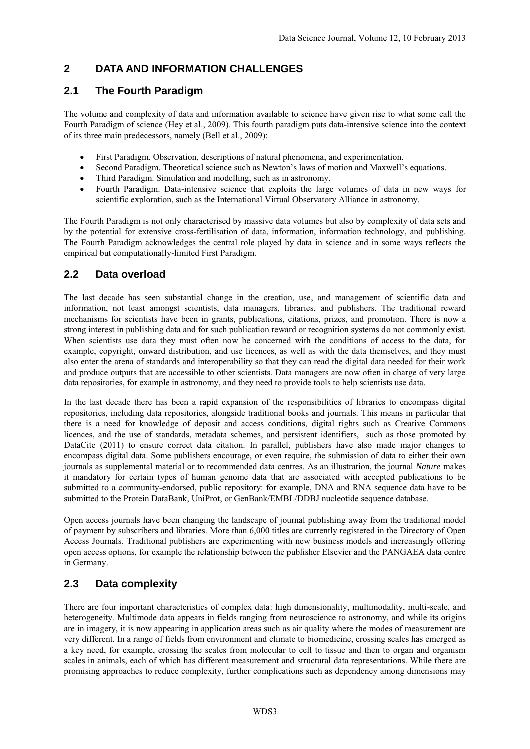## 2 DATA AND INFORMATION CHALLENGES

### 2.1 The Fourth Paradigm

The volume and complexity of data and information available to science have given rise to what some call the Fourth Paradigm of science (Hey et al., 2009). This fourth paradigm puts data-intensive science into the context of its three main predecessors, namely (Bell et al., 2009):

- First Paradigm. Observation, descriptions of natural phenomena, and experimentation.
- Second Paradigm. Theoretical science such as Newton's laws of motion and Maxwell's equations.
- Third Paradigm. Simulation and modelling, such as in astronomy.
- Fourth Paradigm. Data-intensive science that exploits the large volumes of data in new ways for scientific exploration, such as the International Virtual Observatory Alliance in astronomy.

The Fourth Paradigm is not only characterised by massive data volumes but also by complexity of data sets and by the potential for extensive cross-fertilisation of data, information, information technology, and publishing. The Fourth Paradigm acknowledges the central role played by data in science and in some ways reflects the empirical but computationally-limited First Paradigm.

### 2.2 Data overload

The last decade has seen substantial change in the creation, use, and management of scientific data and information, not least amongst scientists, data managers, libraries, and publishers. The traditional reward mechanisms for scientists have been in grants, publications, citations, prizes, and promotion. There is now a strong interest in publishing data and for such publication reward or recognition systems do not commonly exist. When scientists use data they must often now be concerned with the conditions of access to the data, for example, copyright, onward distribution, and use licences, as well as with the data themselves, and they must also enter the arena of standards and interoperability so that they can read the digital data needed for their work and produce outputs that are accessible to other scientists. Data managers are now often in charge of very large data repositories, for example in astronomy, and they need to provide tools to help scientists use data.

In the last decade there has been a rapid expansion of the responsibilities of libraries to encompass digital repositories, including data repositories, alongside traditional books and journals. This means in particular that there is a need for knowledge of deposit and access conditions, digital rights such as Creative Commons licences, and the use of standards, metadata schemes, and persistent identifiers, such as those promoted by DataCite (2011) to ensure correct data citation. In parallel, publishers have also made major changes to encompass digital data. Some publishers encourage, or even require, the submission of data to either their own journals as supplemental material or to recommended data centres. As an illustration, the journal *Nature* makes it mandatory for certain types of human genome data that are associated with accepted publications to be submitted to a community-endorsed, public repository: for example, DNA and RNA sequence data have to be submitted to the Protein DataBank, UniProt, or GenBank/EMBL/DDBJ nucleotide sequence database.

Open access journals have been changing the landscape of journal publishing away from the traditional model of payment by subscribers and libraries. More than 6,000 titles are currently registered in the Directory of Open Access Journals. Traditional publishers are experimenting with new business models and increasingly offering open access options, for example the relationship between the publisher Elsevier and the PANGAEA data centre in Germany.

### 2.3 Data complexity

There are four important characteristics of complex data: high dimensionality, multimodality, multi-scale, and heterogeneity. Multimode data appears in fields ranging from neuroscience to astronomy, and while its origins are in imagery, it is now appearing in application areas such as air quality where the modes of measurement are very different. In a range of fields from environment and climate to biomedicine, crossing scales has emerged as a key need, for example, crossing the scales from molecular to cell to tissue and then to organ and organism scales in animals, each of which has different measurement and structural data representations. While there are promising approaches to reduce complexity, further complications such as dependency among dimensions may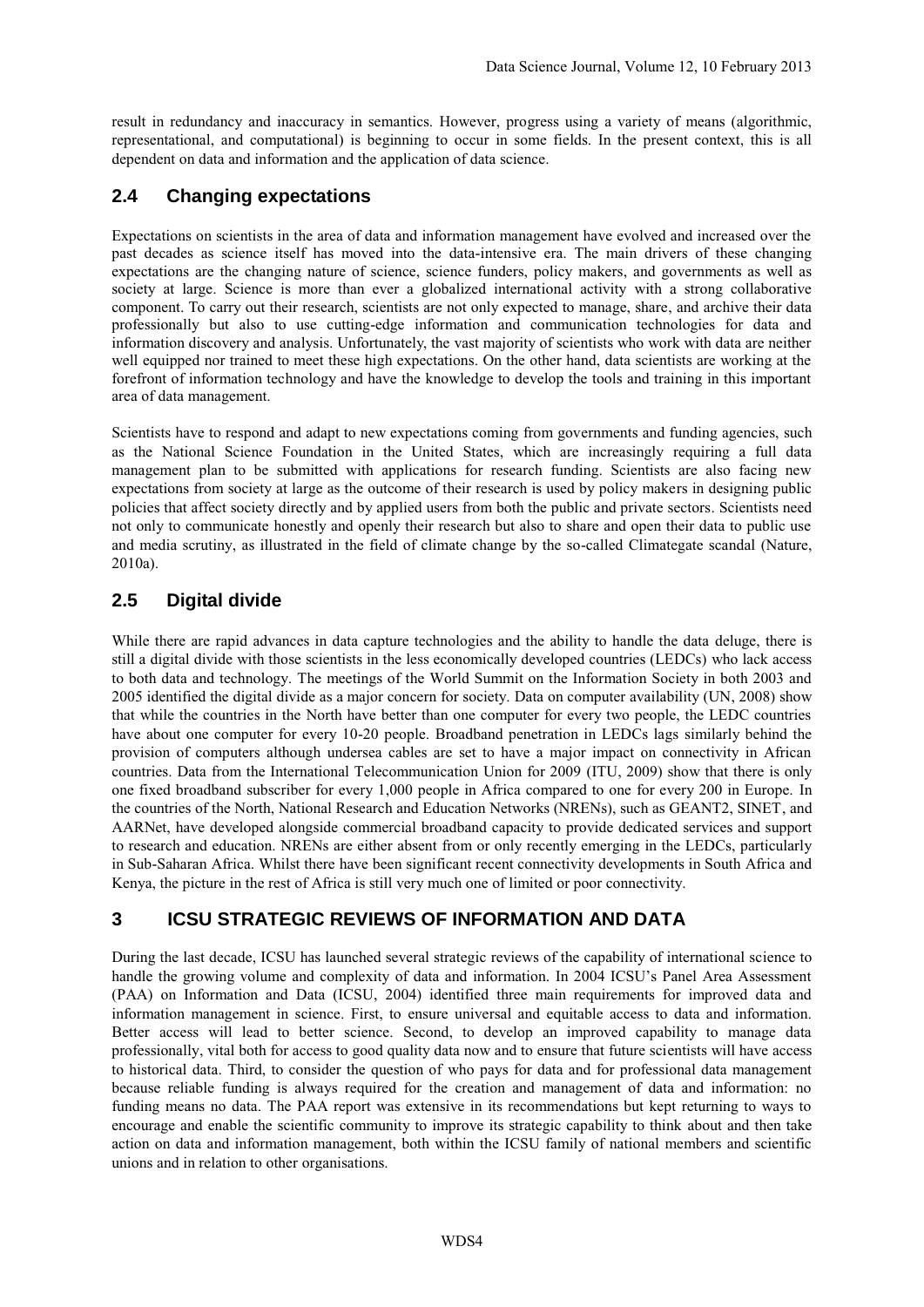result in redundancy and inaccuracy in semantics. However, progress using a variety of means (algorithmic, representational, and computational) is beginning to occur in some fields. In the present context, this is all dependent on data and information and the application of data science.

## 2.4 Changing expectations

Expectations on scientists in the area of data and information management have evolved and increased over the past decades as science itself has moved into the data-intensive era. The main drivers of these changing expectations are the changing nature of science, science funders, policy makers, and governments as well as society at large. Science is more than ever a globalized international activity with a strong collaborative component. To carry out their research, scientists are not only expected to manage, share, and archive their data professionally but also to use cutting-edge information and communication technologies for data and information discovery and analysis. Unfortunately, the vast majority of scientists who work with data are neither well equipped nor trained to meet these high expectations. On the other hand, data scientists are working at the forefront of information technology and have the knowledge to develop the tools and training in this important area of data management.

Scientists have to respond and adapt to new expectations coming from governments and funding agencies, such as the National Science Foundation in the United States, which are increasingly requiring a full data management plan to be submitted with applications for research funding. Scientists are also facing new expectations from society at large as the outcome of their research is used by policy makers in designing public policies that affect society directly and by applied users from both the public and private sectors. Scientists need not only to communicate honestly and openly their research but also to share and open their data to public use and media scrutiny, as illustrated in the field of climate change by the so-called Climategate scandal (Nature, 2010a).

## 2.5 Digital divide

While there are rapid advances in data capture technologies and the ability to handle the data deluge, there is still a digital divide with those scientists in the less economically developed countries (LEDCs) who lack access to both data and technology. The meetings of the World Summit on the Information Society in both 2003 and 2005 identified the digital divide as a major concern for society. Data on computer availability (UN, 2008) show that while the countries in the North have better than one computer for every two people, the LEDC countries have about one computer for every 10-20 people. Broadband penetration in LEDCs lags similarly behind the provision of computers although undersea cables are set to have a major impact on connectivity in African countries. Data from the International Telecommunication Union for 2009 (ITU, 2009) show that there is only one fixed broadband subscriber for every 1,000 people in Africa compared to one for every 200 in Europe. In the countries of the North, National Research and Education Networks (NRENs), such as GEANT2, SINET, and AARNet, have developed alongside commercial broadband capacity to provide dedicated services and support to research and education. NRENs are either absent from or only recently emerging in the LEDCs, particularly in Sub-Saharan Africa. Whilst there have been significant recent connectivity developments in South Africa and Kenya, the picture in the rest of Africa is still very much one of limited or poor connectivity.

# 3 ICSU STRATEGIC REVIEWS OF INFORMATION AND DATA

During the last decade, ICSU has launched several strategic reviews of the capability of international science to handle the growing volume and complexity of data and information. In 2004 ICSU's Panel Area Assessment (PAA) on Information and Data (ICSU, 2004) identified three main requirements for improved data and information management in science. First, to ensure universal and equitable access to data and information. Better access will lead to better science. Second, to develop an improved capability to manage data professionally, vital both for access to good quality data now and to ensure that future scientists will have access to historical data. Third, to consider the question of who pays for data and for professional data management because reliable funding is always required for the creation and management of data and information: no funding means no data. The PAA report was extensive in its recommendations but kept returning to ways to encourage and enable the scientific community to improve its strategic capability to think about and then take action on data and information management, both within the ICSU family of national members and scientific unions and in relation to other organisations.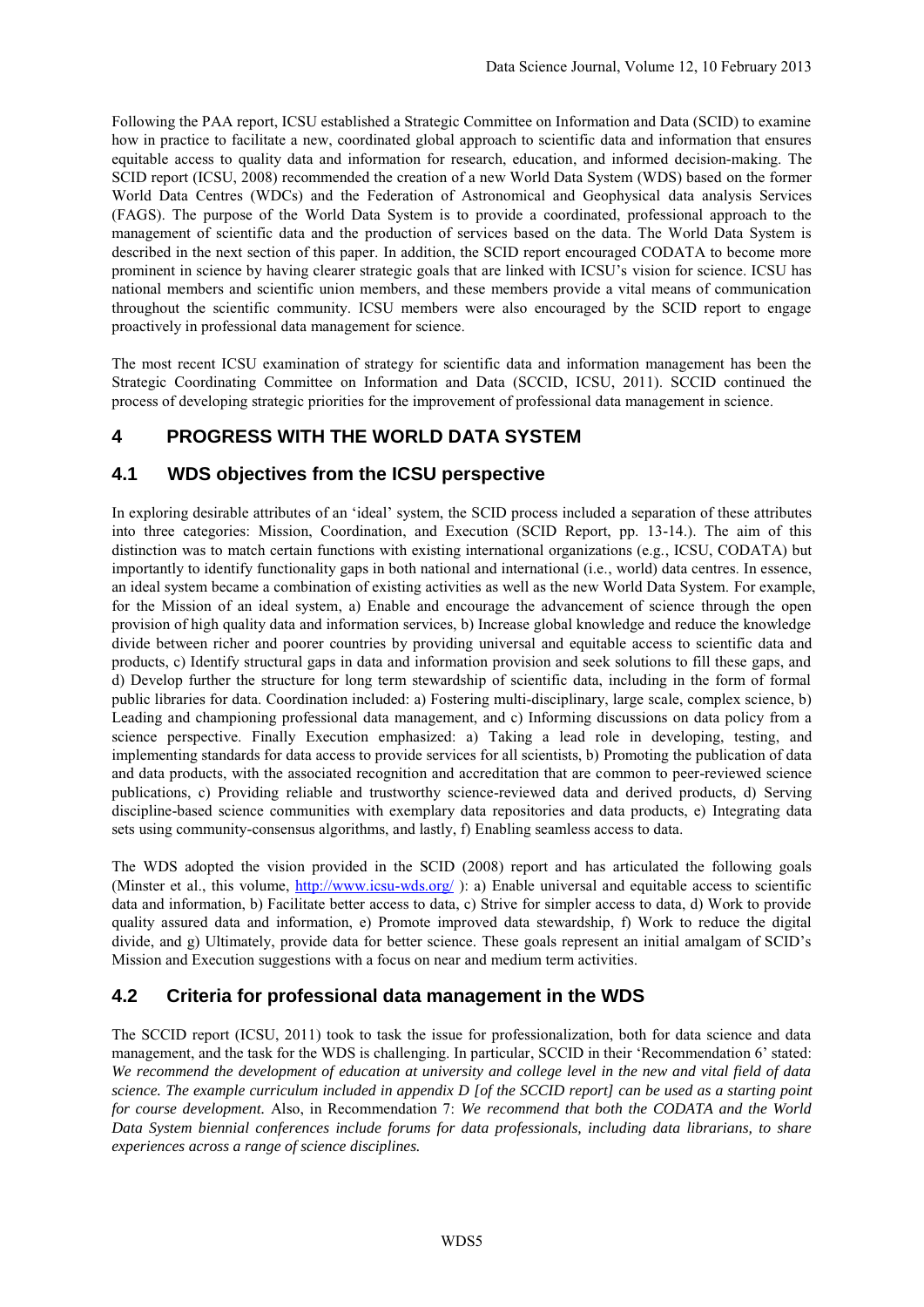Following the PAA report, ICSU established a Strategic Committee on Information and Data (SCID) to examine how in practice to facilitate a new, coordinated global approach to scientific data and information that ensures equitable access to quality data and information for research, education, and informed decision-making. The SCID report (ICSU, 2008) recommended the creation of a new World Data System (WDS) based on the former World Data Centres (WDCs) and the Federation of Astronomical and Geophysical data analysis Services (FAGS). The purpose of the World Data System is to provide a coordinated, professional approach to the management of scientific data and the production of services based on the data. The World Data System is described in the next section of this paper. In addition, the SCID report encouraged CODATA to become more prominent in science by having clearer strategic goals that are linked with ICSU's vision for science. ICSU has national members and scientific union members, and these members provide a vital means of communication throughout the scientific community. ICSU members were also encouraged by the SCID report to engage proactively in professional data management for science.

The most recent ICSU examination of strategy for scientific data and information management has been the Strategic Coordinating Committee on Information and Data (SCCID, ICSU, 2011). SCCID continued the process of developing strategic priorities for the improvement of professional data management in science.

## 4 PROGRESS WITH THE WORLD DATA SYSTEM

### 4.1 WDS objectives from the ICSU perspective

In exploring desirable attributes of an 'ideal' system, the SCID process included a separation of these attributes into three categories: Mission, Coordination, and Execution (SCID Report, pp. 13-14.). The aim of this distinction was to match certain functions with existing international organizations (e.g., ICSU, CODATA) but importantly to identify functionality gaps in both national and international (i.e., world) data centres. In essence, an ideal system became a combination of existing activities as well as the new World Data System. For example, for the Mission of an ideal system, a) Enable and encourage the advancement of science through the open provision of high quality data and information services, b) Increase global knowledge and reduce the knowledge divide between richer and poorer countries by providing universal and equitable access to scientific data and products, c) Identify structural gaps in data and information provision and seek solutions to fill these gaps, and d) Develop further the structure for long term stewardship of scientific data, including in the form of formal public libraries for data. Coordination included: a) Fostering multi-disciplinary, large scale, complex science, b) Leading and championing professional data management, and c) Informing discussions on data policy from a science perspective. Finally Execution emphasized: a) Taking a lead role in developing, testing, and implementing standards for data access to provide services for all scientists, b) Promoting the publication of data and data products, with the associated recognition and accreditation that are common to peer-reviewed science publications, c) Providing reliable and trustworthy science-reviewed data and derived products, d) Serving discipline-based science communities with exemplary data repositories and data products, e) Integrating data sets using community-consensus algorithms, and lastly, f) Enabling seamless access to data.

The WDS adopted the vision provided in the SCID (2008) report and has articulated the following goals (Minster et al., this volume, http://www.icsu-wds.org/ ): a) Enable universal and equitable access to scientific data and information, b) Facilitate better access to data, c) Strive for simpler access to data, d) Work to provide quality assured data and information, e) Promote improved data stewardship, f) Work to reduce the digital divide, and g) Ultimately, provide data for better science. These goals represent an initial amalgam of SCID's Mission and Execution suggestions with a focus on near and medium term activities.

### 4.2 Criteria for professional data management in the WDS

The SCCID report (ICSU, 2011) took to task the issue for professionalization, both for data science and data management, and the task for the WDS is challenging. In particular, SCCID in their 'Recommendation 6' stated: *We recommend the development of education at university and college level in the new and vital field of data science. The example curriculum included in appendix D [of the SCCID report] can be used as a starting point for course development.* Also, in Recommendation 7: *We recommend that both the CODATA and the World Data System biennial conferences include forums for data professionals, including data librarians, to share experiences across a range of science disciplines.*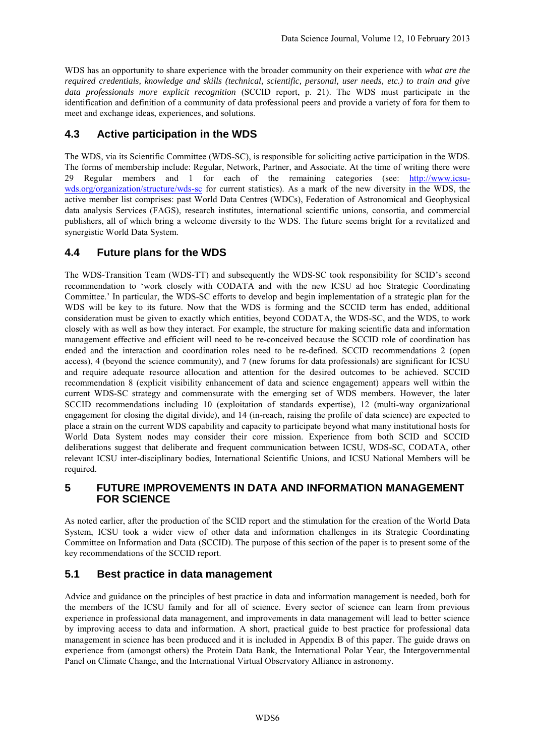WDS has an opportunity to share experience with the broader community on their experience with *what are the required credentials, knowledge and skills (technical, scientific, personal, user needs, etc.) to train and give data professionals more explicit recognition* (SCCID report, p. 21). The WDS must participate in the identification and definition of a community of data professional peers and provide a variety of fora for them to meet and exchange ideas, experiences, and solutions.

## 4.3 Active participation in the WDS

The WDS, via its Scientific Committee (WDS-SC), is responsible for soliciting active participation in the WDS. The forms of membership include: Regular, Network, Partner, and Associate. At the time of writing there were 29 Regular members and 1 for each of the remaining categories (see: http://www.icsu-wds.org/organization/structure/wds-sc for current statistics). As a mark of the new diversity in the WDS, the active member list comprises: past World Data Centres (WDCs), Federation of Astronomical and Geophysical data analysis Services (FAGS), research institutes, international scientific unions, consortia, and commercial publishers, all of which bring a welcome diversity to the WDS. The future seems bright for a revitalized and synergistic World Data System.

## 4.4 Future plans for the WDS

The WDS-Transition Team (WDS-TT) and subsequently the WDS-SC took responsibility for SCID's second recommendation to 'work closely with CODATA and with the new ICSU ad hoc Strategic Coordinating Committee.' In particular, the WDS-SC efforts to develop and begin implementation of a strategic plan for the WDS will be key to its future. Now that the WDS is forming and the SCCID term has ended, additional consideration must be given to exactly which entities, beyond CODATA, the WDS-SC, and the WDS, to work closely with as well as how they interact. For example, the structure for making scientific data and information management effective and efficient will need to be re-conceived because the SCCID role of coordination has ended and the interaction and coordination roles need to be re-defined. SCCID recommendations 2 (open access), 4 (beyond the science community), and 7 (new forums for data professionals) are significant for ICSU and require adequate resource allocation and attention for the desired outcomes to be achieved. SCCID recommendation 8 (explicit visibility enhancement of data and science engagement) appears well within the current WDS-SC strategy and commensurate with the emerging set of WDS members. However, the later SCCID recommendations including 10 (exploitation of standards expertise), 12 (multi-way organizational engagement for closing the digital divide), and 14 (in-reach, raising the profile of data science) are expected to place a strain on the current WDS capability and capacity to participate beyond what many institutional hosts for World Data System nodes may consider their core mission. Experience from both SCID and SCCID deliberations suggest that deliberate and frequent communication between ICSU, WDS-SC, CODATA, other relevant ICSU inter-disciplinary bodies, International Scientific Unions, and ICSU National Members will be required.

# 5 FUTURE IMPROVEMENTS IN DATA AND INFORMATION MANAGEMENT FOR SCIENCE

As noted earlier, after the production of the SCID report and the stimulation for the creation of the World Data System, ICSU took a wider view of other data and information challenges in its Strategic Coordinating Committee on Information and Data (SCCID). The purpose of this section of the paper is to present some of the key recommendations of the SCCID report.

## 5.1 Best practice in data management

Advice and guidance on the principles of best practice in data and information management is needed, both for the members of the ICSU family and for all of science. Every sector of science can learn from previous experience in professional data management, and improvements in data management will lead to better science by improving access to data and information. A short, practical guide to best practice for professional data management in science has been produced and it is included in Appendix B of this paper. The guide draws on experience from (amongst others) the Protein Data Bank, the International Polar Year, the Intergovernmental Panel on Climate Change, and the International Virtual Observatory Alliance in astronomy.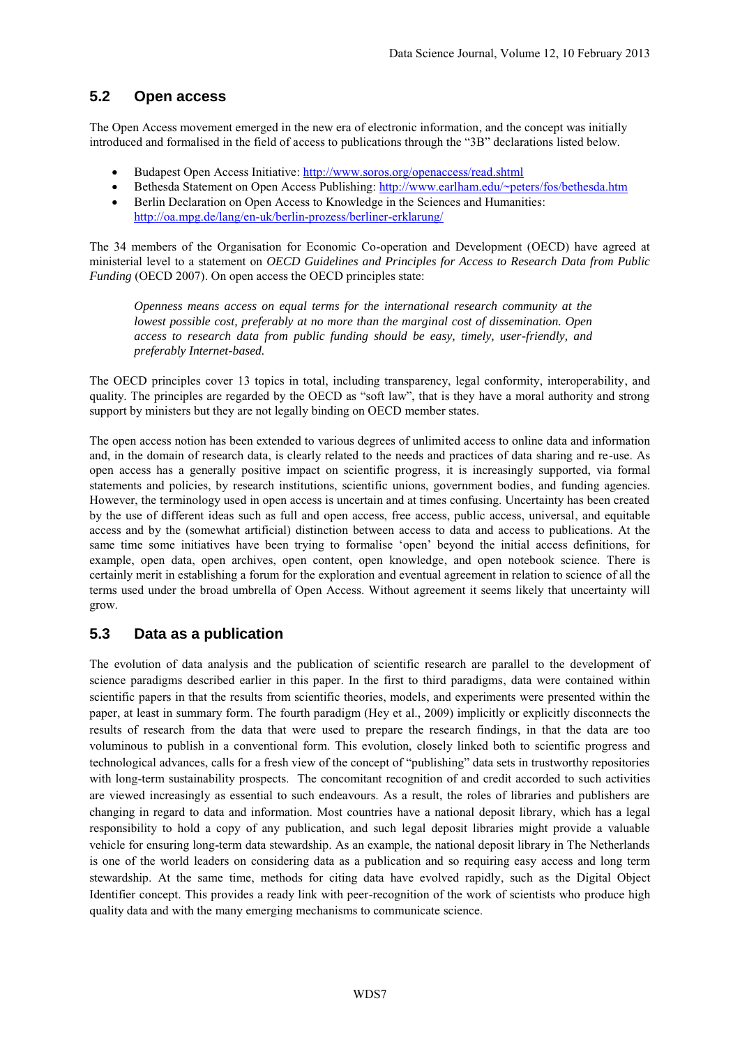## 5.2 Open access

The Open Access movement emerged in the new era of electronic information, and the concept was initially introduced and formalised in the field of access to publications through the "3B" declarations listed below.

- Budapest Open Access Initiative: http://www.soros.org/openaccess/read.shtml
- Bethesda Statement on Open Access Publishing: http://www.earlham.edu/~peters/fos/bethesda.htm
- Berlin Declaration on Open Access to Knowledge in the Sciences and Humanities: http://oa.mpg.de/lang/en-uk/berlin-prozess/berliner-erklarung/

The 34 members of the Organisation for Economic Co-operation and Development (OECD) have agreed at ministerial level to a statement on *OECD Guidelines and Principles for Access to Research Data from Public Funding* (OECD 2007). On open access the OECD principles state:

> *Openness means access on equal terms for the international research community at the lowest possible cost, preferably at no more than the marginal cost of dissemination. Open access to research data from public funding should be easy, timely, user-friendly, and preferably Internet-based.*

The OECD principles cover 13 topics in total, including transparency, legal conformity, interoperability, and quality. The principles are regarded by the OECD as "soft law", that is they have a moral authority and strong support by ministers but they are not legally binding on OECD member states.

The open access notion has been extended to various degrees of unlimited access to online data and information and, in the domain of research data, is clearly related to the needs and practices of data sharing and re-use. As open access has a generally positive impact on scientific progress, it is increasingly supported, via formal statements and policies, by research institutions, scientific unions, government bodies, and funding agencies. However, the terminology used in open access is uncertain and at times confusing. Uncertainty has been created by the use of different ideas such as full and open access, free access, public access, universal, and equitable access and by the (somewhat artificial) distinction between access to data and access to publications. At the same time some initiatives have been trying to formalise 'open' beyond the initial access definitions, for example, open data, open archives, open content, open knowledge, and open notebook science. There is certainly merit in establishing a forum for the exploration and eventual agreement in relation to science of all the terms used under the broad umbrella of Open Access. Without agreement it seems likely that uncertainty will grow.

## 5.3 Data as a publication

The evolution of data analysis and the publication of scientific research are parallel to the development of science paradigms described earlier in this paper. In the first to third paradigms, data were contained within scientific papers in that the results from scientific theories, models, and experiments were presented within the paper, at least in summary form. The fourth paradigm (Hey et al., 2009) implicitly or explicitly disconnects the results of research from the data that were used to prepare the research findings, in that the data are too voluminous to publish in a conventional form. This evolution, closely linked both to scientific progress and technological advances, calls for a fresh view of the concept of "publishing" data sets in trustworthy repositories with long-term sustainability prospects. The concomitant recognition of and credit accorded to such activities are viewed increasingly as essential to such endeavours. As a result, the roles of libraries and publishers are changing in regard to data and information. Most countries have a national deposit library, which has a legal responsibility to hold a copy of any publication, and such legal deposit libraries might provide a valuable vehicle for ensuring long-term data stewardship. As an example, the national deposit library in The Netherlands is one of the world leaders on considering data as a publication and so requiring easy access and long term stewardship. At the same time, methods for citing data have evolved rapidly, such as the Digital Object Identifier concept. This provides a ready link with peer-recognition of the work of scientists who produce high quality data and with the many emerging mechanisms to communicate science.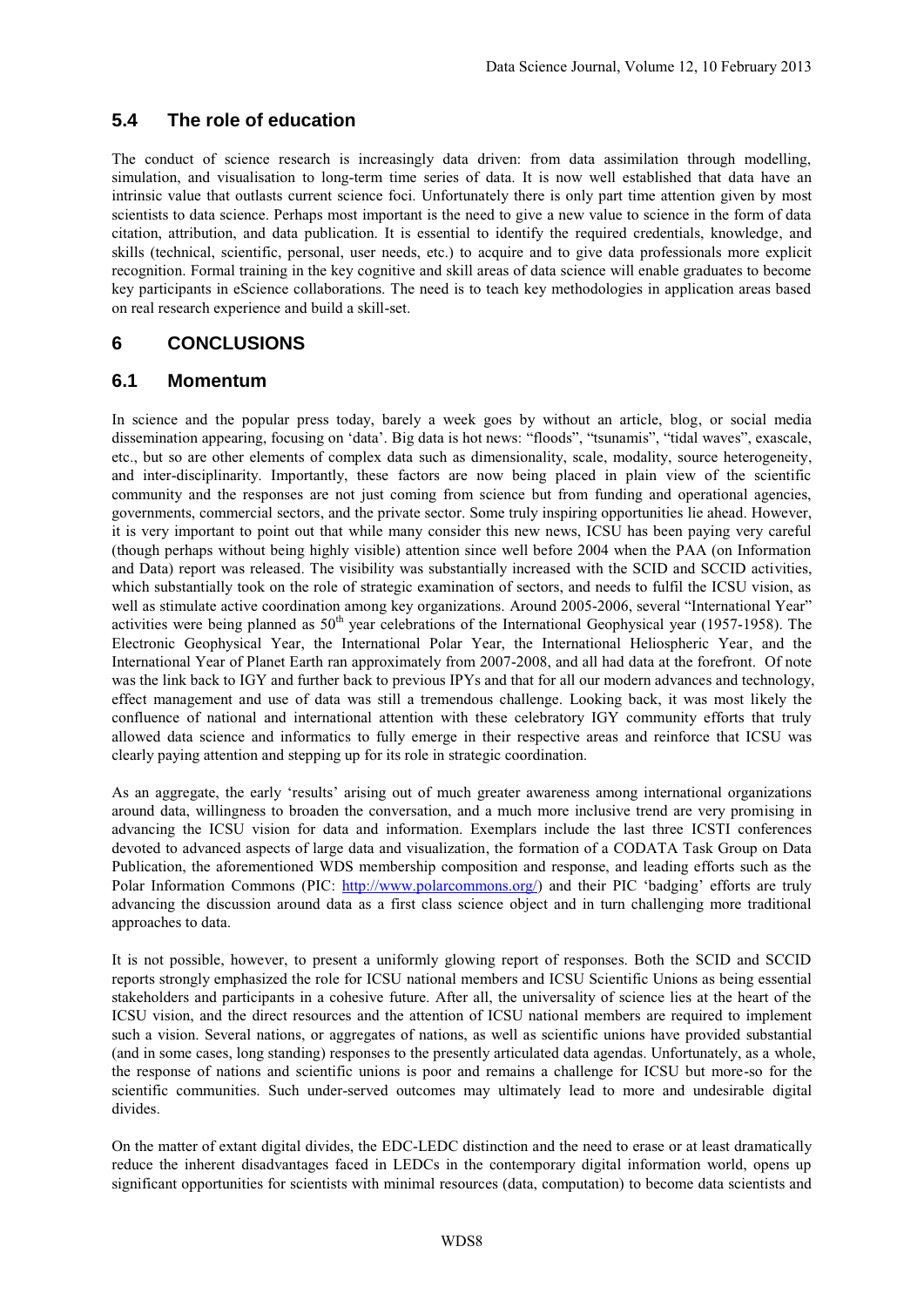## 5.4 The role of education

The conduct of science research is increasingly data driven: from data assimilation through modelling, simulation, and visualisation to long-term time series of data. It is now well established that data have an intrinsic value that outlasts current science foci. Unfortunately there is only part time attention given by most scientists to data science. Perhaps most important is the need to give a new value to science in the form of data citation, attribution, and data publication. It is essential to identify the required credentials, knowledge, and skills (technical, scientific, personal, user needs, etc.) to acquire and to give data professionals more explicit recognition. Formal training in the key cognitive and skill areas of data science will enable graduates to become key participants in eScience collaborations. The need is to teach key methodologies in application areas based on real research experience and build a skill-set.

# 6 CONCLUSIONS

## 6.1 Momentum

In science and the popular press today, barely a week goes by without an article, blog, or social media dissemination appearing, focusing on 'data'. Big data is hot news: "floods", "tsunamis", "tidal waves", exascale, etc., but so are other elements of complex data such as dimensionality, scale, modality, source heterogeneity, and inter-disciplinarity. Importantly, these factors are now being placed in plain view of the scientific community and the responses are not just coming from science but from funding and operational agencies, governments, commercial sectors, and the private sector. Some truly inspiring opportunities lie ahead. However, it is very important to point out that while many consider this new news, ICSU has been paying very careful (though perhaps without being highly visible) attention since well before 2004 when the PAA (on Information and Data) report was released. The visibility was substantially increased with the SCID and SCCID activities, which substantially took on the role of strategic examination of sectors, and needs to fulfil the ICSU vision, as well as stimulate active coordination among key organizations. Around 2005-2006, several "International Year" activities were being planned as 50th year celebrations of the International Geophysical year (1957-1958). The Electronic Geophysical Year, the International Polar Year, the International Heliospheric Year, and the International Year of Planet Earth ran approximately from 2007-2008, and all had data at the forefront. Of note was the link back to IGY and further back to previous IPYs and that for all our modern advances and technology, effect management and use of data was still a tremendous challenge. Looking back, it was most likely the confluence of national and international attention with these celebratory IGY community efforts that truly allowed data science and informatics to fully emerge in their respective areas and reinforce that ICSU was clearly paying attention and stepping up for its role in strategic coordination.

As an aggregate, the early 'results' arising out of much greater awareness among international organizations around data, willingness to broaden the conversation, and a much more inclusive trend are very promising in advancing the ICSU vision for data and information. Exemplars include the last three ICSTI conferences devoted to advanced aspects of large data and visualization, the formation of a CODATA Task Group on Data Publication, the aforementioned WDS membership composition and response, and leading efforts such as the Polar Information Commons (PIC: http://www.polarcommons.org/) and their PIC 'badging' efforts are truly advancing the discussion around data as a first class science object and in turn challenging more traditional approaches to data.

It is not possible, however, to present a uniformly glowing report of responses. Both the SCID and SCCID reports strongly emphasized the role for ICSU national members and ICSU Scientific Unions as being essential stakeholders and participants in a cohesive future. After all, the universality of science lies at the heart of the ICSU vision, and the direct resources and the attention of ICSU national members are required to implement such a vision. Several nations, or aggregates of nations, as well as scientific unions have provided substantial (and in some cases, long standing) responses to the presently articulated data agendas. Unfortunately, as a whole, the response of nations and scientific unions is poor and remains a challenge for ICSU but more-so for the scientific communities. Such under-served outcomes may ultimately lead to more and undesirable digital divides.

On the matter of extant digital divides, the EDC-LEDC distinction and the need to erase or at least dramatically reduce the inherent disadvantages faced in LEDCs in the contemporary digital information world, opens up significant opportunities for scientists with minimal resources (data, computation) to become data scientists and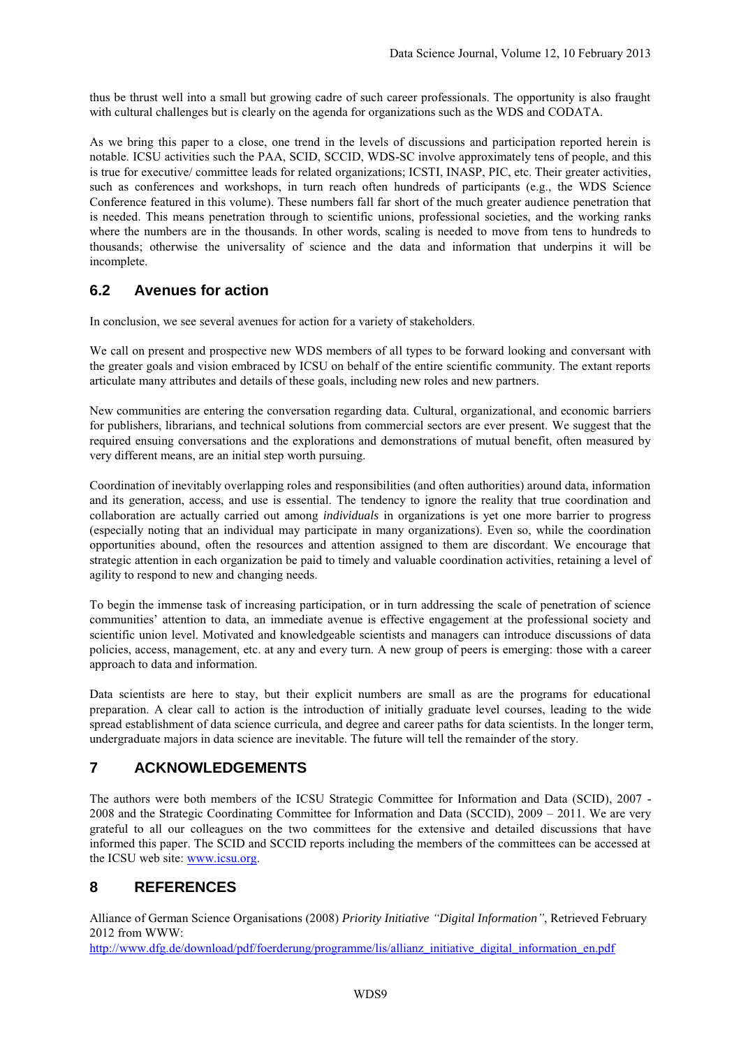thus be thrust well into a small but growing cadre of such career professionals. The opportunity is also fraught with cultural challenges but is clearly on the agenda for organizations such as the WDS and CODATA.

As we bring this paper to a close, one trend in the levels of discussions and participation reported herein is notable. ICSU activities such the PAA, SCID, SCCID, WDS-SC involve approximately tens of people, and this is true for executive/ committee leads for related organizations; ICSTI, INASP, PIC, etc. Their greater activities, such as conferences and workshops, in turn reach often hundreds of participants (e.g., the WDS Science Conference featured in this volume). These numbers fall far short of the much greater audience penetration that is needed. This means penetration through to scientific unions, professional societies, and the working ranks where the numbers are in the thousands. In other words, scaling is needed to move from tens to hundreds to thousands; otherwise the universality of science and the data and information that underpins it will be incomplete.

## 6.2 Avenues for action

In conclusion, we see several avenues for action for a variety of stakeholders.

We call on present and prospective new WDS members of all types to be forward looking and conversant with the greater goals and vision embraced by ICSU on behalf of the entire scientific community. The extant reports articulate many attributes and details of these goals, including new roles and new partners.

New communities are entering the conversation regarding data. Cultural, organizational, and economic barriers for publishers, librarians, and technical solutions from commercial sectors are ever present. We suggest that the required ensuing conversations and the explorations and demonstrations of mutual benefit, often measured by very different means, are an initial step worth pursuing.

Coordination of inevitably overlapping roles and responsibilities (and often authorities) around data, information and its generation, access, and use is essential. The tendency to ignore the reality that true coordination and collaboration are actually carried out among *individuals* in organizations is yet one more barrier to progress (especially noting that an individual may participate in many organizations). Even so, while the coordination opportunities abound, often the resources and attention assigned to them are discordant. We encourage that strategic attention in each organization be paid to timely and valuable coordination activities, retaining a level of agility to respond to new and changing needs.

To begin the immense task of increasing participation, or in turn addressing the scale of penetration of science communities' attention to data, an immediate avenue is effective engagement at the professional society and scientific union level. Motivated and knowledgeable scientists and managers can introduce discussions of data policies, access, management, etc. at any and every turn. A new group of peers is emerging: those with a career approach to data and information.

Data scientists are here to stay, but their explicit numbers are small as are the programs for educational preparation. A clear call to action is the introduction of initially graduate level courses, leading to the wide spread establishment of data science curricula, and degree and career paths for data scientists. In the longer term, undergraduate majors in data science are inevitable. The future will tell the remainder of the story.

# 7 ACKNOWLEDGEMENTS

The authors were both members of the ICSU Strategic Committee for Information and Data (SCID), 2007 - 2008 and the Strategic Coordinating Committee for Information and Data (SCCID), 2009 – 2011. We are very grateful to all our colleagues on the two committees for the extensive and detailed discussions that have informed this paper. The SCID and SCCID reports including the members of the committees can be accessed at the ICSU web site: www.icsu.org.

# 8 REFERENCES

Alliance of German Science Organisations (2008) *Priority Initiative "Digital Information"*, Retrieved February 2012 from WWW:
http://www.dfg.de/download/pdf/foerderung/programme/lis/allianz_initiative_digital_information_en.pdf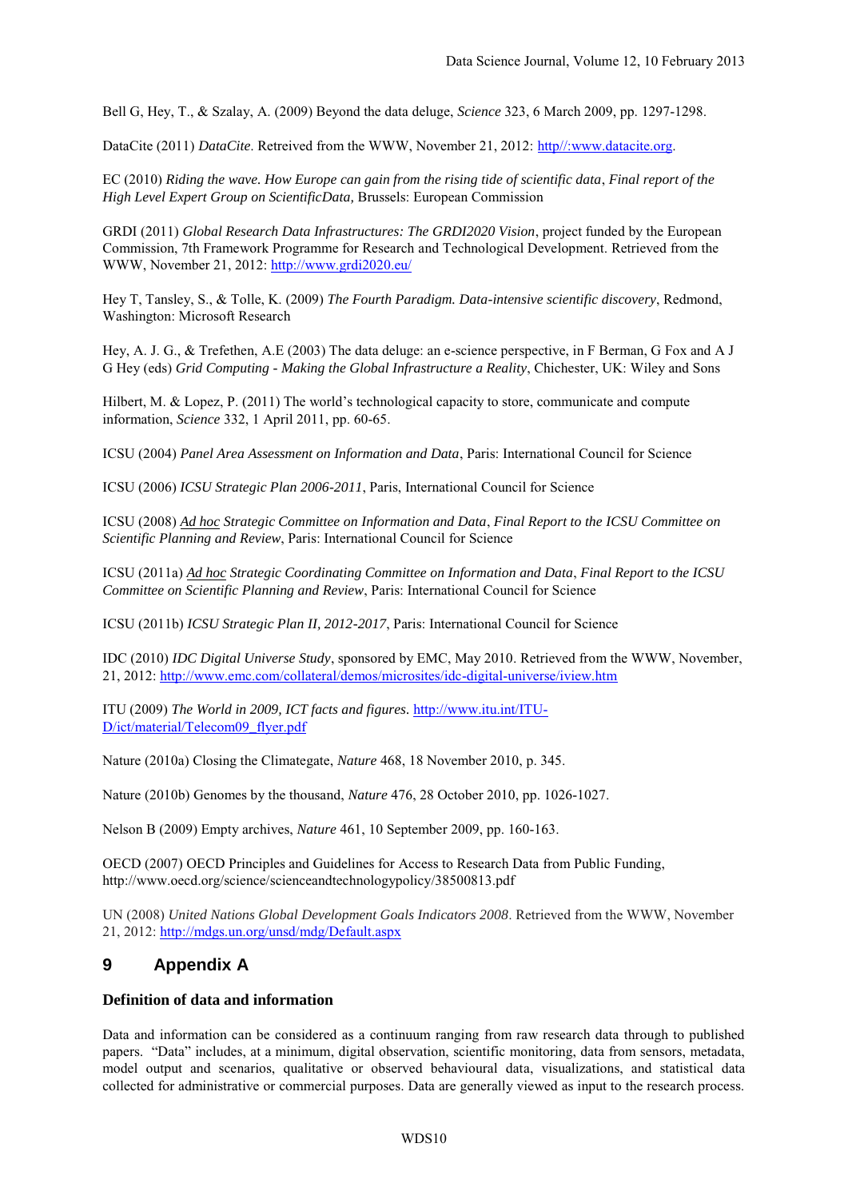Bell G, Hey, T., & Szalay, A. (2009) Beyond the data deluge, *Science* 323, 6 March 2009, pp. 1297-1298.

DataCite (2011) *DataCite*. Retrieved from the WWW, November 21, 2012: http//:www.datacite.org.

EC (2010) *Riding the wave. How Europe can gain from the rising tide of scientific data*, *Final report of the High Level Expert Group on ScientificData,* Brussels: European Commission

GRDI (2011) *Global Research Data Infrastructures: The GRDI2020 Vision*, project funded by the European Commission, 7th Framework Programme for Research and Technological Development. Retrieved from the WWW, November 21, 2012: http://www.grdi2020.eu/

Hey T, Tansley, S., & Tolle, K. (2009) *The Fourth Paradigm. Data-intensive scientific discovery*, Redmond, Washington: Microsoft Research

Hey, A. J. G., & Trefethen, A.E (2003) The data deluge: an e-science perspective, in F Berman, G Fox and A J G Hey (eds) *Grid Computing - Making the Global Infrastructure a Reality*, Chichester, UK: Wiley and Sons

Hilbert, M. & Lopez, P. (2011) The world's technological capacity to store, communicate and compute information, *Science* 332, 1 April 2011, pp. 60-65.

ICSU (2004) *Panel Area Assessment on Information and Data*, Paris: International Council for Science

ICSU (2006) *ICSU Strategic Plan 2006-2011*, Paris, International Council for Science

ICSU (2008) *Ad hoc Strategic Committee on Information and Data*, *Final Report to the ICSU Committee on Scientific Planning and Review*, Paris: International Council for Science

ICSU (2011a) *Ad hoc Strategic Coordinating Committee on Information and Data*, *Final Report to the ICSU Committee on Scientific Planning and Review*, Paris: International Council for Science

ICSU (2011b) *ICSU Strategic Plan II, 2012-2017*, Paris: International Council for Science

IDC (2010) *IDC Digital Universe Study*, sponsored by EMC, May 2010. Retrieved from the WWW, November, 21, 2012: http://www.emc.com/collateral/demos/microsites/idc-digital-universe/iview.htm

ITU (2009) *The World in 2009, ICT facts and figures*. http://www.itu.int/ITU-D/ict/material/Telecom09_flyer.pdf

Nature (2010a) Closing the Climategate, *Nature* 468, 18 November 2010, p. 345.

Nature (2010b) Genomes by the thousand, *Nature* 476, 28 October 2010, pp. 1026-1027.

Nelson B (2009) Empty archives, *Nature* 461, 10 September 2009, pp. 160-163.

OECD (2007) OECD Principles and Guidelines for Access to Research Data from Public Funding, http://www.oecd.org/science/scienceandtechnologypolicy/38500813.pdf

UN (2008) *United Nations Global Development Goals Indicators 2008*. Retrieved from the WWW, November 21, 2012: http://mdgs.un.org/unsd/mdg/Default.aspx

# 9 Appendix A

**Definition of data and information**

Data and information can be considered as a continuum ranging from raw research data through to published papers. "Data" includes, at a minimum, digital observation, scientific monitoring, data from sensors, metadata, model output and scenarios, qualitative or observed behavioural data, visualizations, and statistical data collected for administrative or commercial purposes. Data are generally viewed as input to the research process.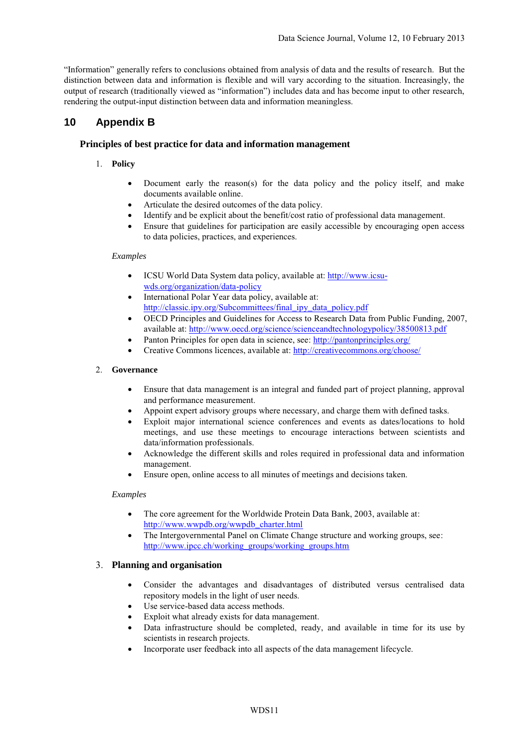"Information" generally refers to conclusions obtained from analysis of data and the results of research. But the distinction between data and information is flexible and will vary according to the situation. Increasingly, the output of research (traditionally viewed as "information") includes data and has become input to other research, rendering the output-input distinction between data and information meaningless.

# 10 Appendix B

## Principles of best practice for data and information management

1. **Policy**

   - Document early the reason(s) for the data policy and the policy itself, and make documents available online.
   - Articulate the desired outcomes of the data policy.
   - Identify and be explicit about the benefit/cost ratio of professional data management.
   - Ensure that guidelines for participation are easily accessible by encouraging open access to data policies, practices, and experiences.

   *Examples*

   - ICSU World Data System data policy, available at: http://www.icsu-wds.org/organization/data-policy
   - International Polar Year data policy, available at: http://classic.ipy.org/Subcommittees/final_ipy_data_policy.pdf
   - OECD Principles and Guidelines for Access to Research Data from Public Funding, 2007, available at: http://www.oecd.org/science/scienceandtechnologypolicy/38500813.pdf
   - Panton Principles for open data in science, see: http://pantonprinciples.org/
   - Creative Commons licences, available at: http://creativecommons.org/choose/

2. **Governance**

   - Ensure that data management is an integral and funded part of project planning, approval and performance measurement.
   - Appoint expert advisory groups where necessary, and charge them with defined tasks.
   - Exploit major international science conferences and events as dates/locations to hold meetings, and use these meetings to encourage interactions between scientists and data/information professionals.
   - Acknowledge the different skills and roles required in professional data and information management.
   - Ensure open, online access to all minutes of meetings and decisions taken.

   *Examples*

   - The core agreement for the Worldwide Protein Data Bank, 2003, available at: http://www.wwpdb.org/wwpdb_charter.html
   - The Intergovernmental Panel on Climate Change structure and working groups, see: http://www.ipcc.ch/working_groups/working_groups.htm

3. **Planning and organisation**

   - Consider the advantages and disadvantages of distributed versus centralised data repository models in the light of user needs.
   - Use service-based data access methods.
   - Exploit what already exists for data management.
   - Data infrastructure should be completed, ready, and available in time for its use by scientists in research projects.
   - Incorporate user feedback into all aspects of the data management lifecycle.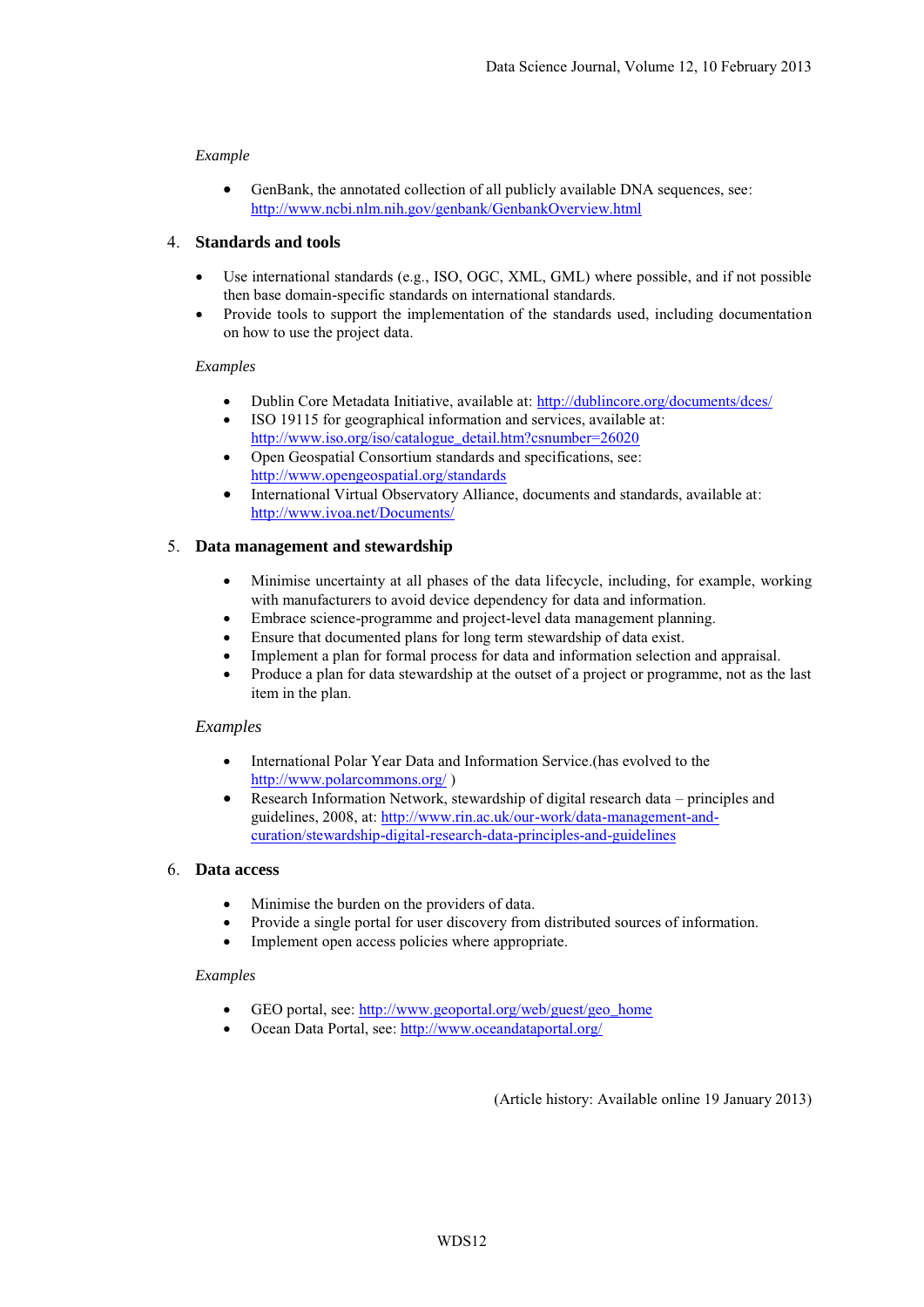*Example*

- GenBank, the annotated collection of all publicly available DNA sequences, see: http://www.ncbi.nlm.nih.gov/genbank/GenbankOverview.html

## 4. Standards and tools

- Use international standards (e.g., ISO, OGC, XML, GML) where possible, and if not possible then base domain-specific standards on international standards.
- Provide tools to support the implementation of the standards used, including documentation on how to use the project data.

*Examples*

- Dublin Core Metadata Initiative, available at: http://dublincore.org/documents/dces/
- ISO 19115 for geographical information and services, available at: http://www.iso.org/iso/catalogue_detail.htm?csnumber=26020
- Open Geospatial Consortium standards and specifications, see: http://www.opengeospatial.org/standards
- International Virtual Observatory Alliance, documents and standards, available at: http://www.ivoa.net/Documents/

## 5. Data management and stewardship

- Minimise uncertainty at all phases of the data lifecycle, including, for example, working with manufacturers to avoid device dependency for data and information.
- Embrace science-programme and project-level data management planning.
- Ensure that documented plans for long term stewardship of data exist.
- Implement a plan for formal process for data and information selection and appraisal.
- Produce a plan for data stewardship at the outset of a project or programme, not as the last item in the plan.

*Examples*

- International Polar Year Data and Information Service.(has evolved to the http://www.polarcommons.org/ )
- Research Information Network, stewardship of digital research data – principles and guidelines, 2008, at: http://www.rin.ac.uk/our-work/data-management-and-curation/stewardship-digital-research-data-principles-and-guidelines

## 6. Data access

- Minimise the burden on the providers of data.
- Provide a single portal for user discovery from distributed sources of information.
- Implement open access policies where appropriate.

*Examples*

- GEO portal, see: http://www.geoportal.org/web/guest/geo_home
- Ocean Data Portal, see: http://www.oceandataportal.org/

(Article history: Available online 19 January 2013)